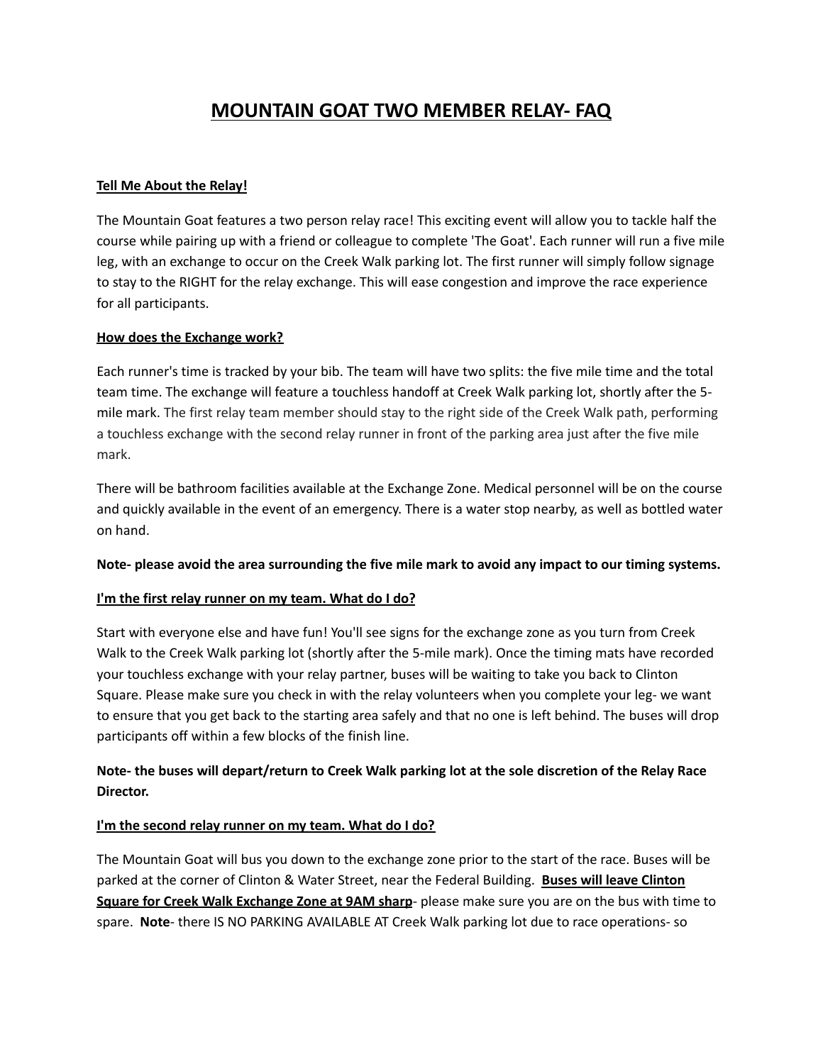# MOUNTAIN GOAT TWO MEMBER RELAY- FAQ

**Tell Me About the Relay!**

The Mountain Goat features a two person relay race! This exciting event will allow you to tackle half the course while pairing up with a friend or colleague to complete 'The Goat'. Each runner will run a five mile leg, with an exchange to occur on the Creek Walk parking lot. The first runner will simply follow signage to stay to the RIGHT for the relay exchange. This will ease congestion and improve the race experience for all participants.

**How does the Exchange work?**

Each runner's time is tracked by your bib. The team will have two splits: the five mile time and the total team time. The exchange will feature a touchless handoff at Creek Walk parking lot, shortly after the 5-mile mark. The first relay team member should stay to the right side of the Creek Walk path, performing a touchless exchange with the second relay runner in front of the parking area just after the five mile mark.

There will be bathroom facilities available at the Exchange Zone. Medical personnel will be on the course and quickly available in the event of an emergency. There is a water stop nearby, as well as bottled water on hand.

**Note- please avoid the area surrounding the five mile mark to avoid any impact to our timing systems.**

**I'm the first relay runner on my team. What do I do?**

Start with everyone else and have fun! You'll see signs for the exchange zone as you turn from Creek Walk to the Creek Walk parking lot (shortly after the 5-mile mark). Once the timing mats have recorded your touchless exchange with your relay partner, buses will be waiting to take you back to Clinton Square. Please make sure you check in with the relay volunteers when you complete your leg- we want to ensure that you get back to the starting area safely and that no one is left behind. The buses will drop participants off within a few blocks of the finish line.

**Note- the buses will depart/return to Creek Walk parking lot at the sole discretion of the Relay Race Director.**

**I'm the second relay runner on my team. What do I do?**

The Mountain Goat will bus you down to the exchange zone prior to the start of the race. Buses will be parked at the corner of Clinton & Water Street, near the Federal Building. **Buses will leave Clinton Square for Creek Walk Exchange Zone at 9AM sharp**- please make sure you are on the bus with time to spare. **Note**- there IS NO PARKING AVAILABLE AT Creek Walk parking lot due to race operations- so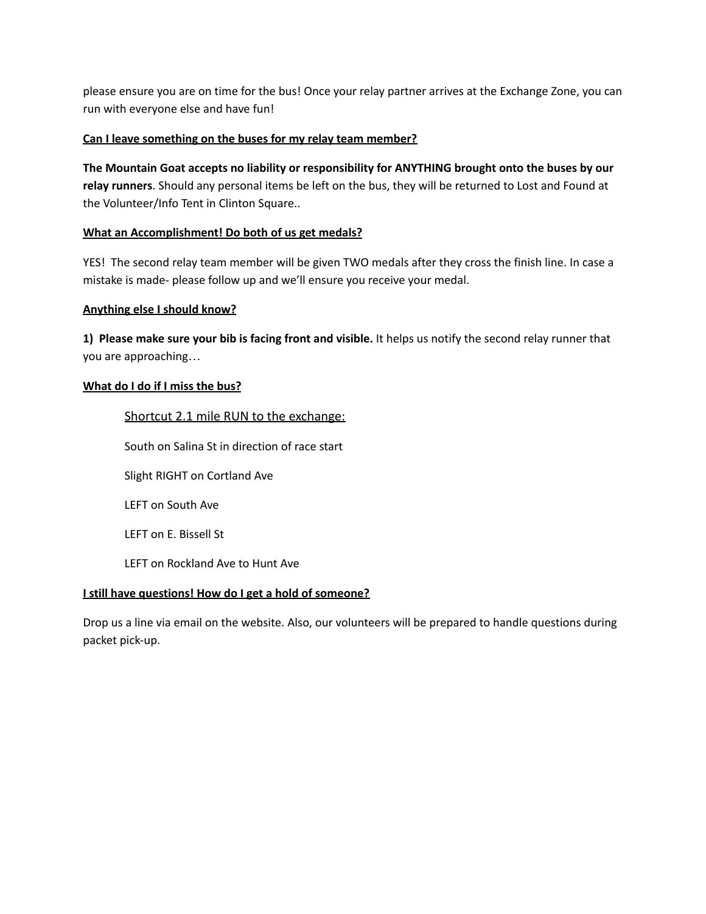please ensure you are on time for the bus! Once your relay partner arrives at the Exchange Zone, you can run with everyone else and have fun!

**Can I leave something on the buses for my relay team member?**

**The Mountain Goat accepts no liability or responsibility for ANYTHING brought onto the buses by our relay runners**. Should any personal items be left on the bus, they will be returned to Lost and Found at the Volunteer/Info Tent in Clinton Square..

**What an Accomplishment! Do both of us get medals?**

YES! The second relay team member will be given TWO medals after they cross the finish line. In case a mistake is made- please follow up and we'll ensure you receive your medal.

**Anything else I should know?**

**1) Please make sure your bib is facing front and visible.** It helps us notify the second relay runner that you are approaching…

**What do I do if I miss the bus?**

Shortcut 2.1 mile RUN to the exchange:

South on Salina St in direction of race start

Slight RIGHT on Cortland Ave

LEFT on South Ave

LEFT on E. Bissell St

LEFT on Rockland Ave to Hunt Ave

**I still have questions! How do I get a hold of someone?**

Drop us a line via email on the website. Also, our volunteers will be prepared to handle questions during packet pick-up.